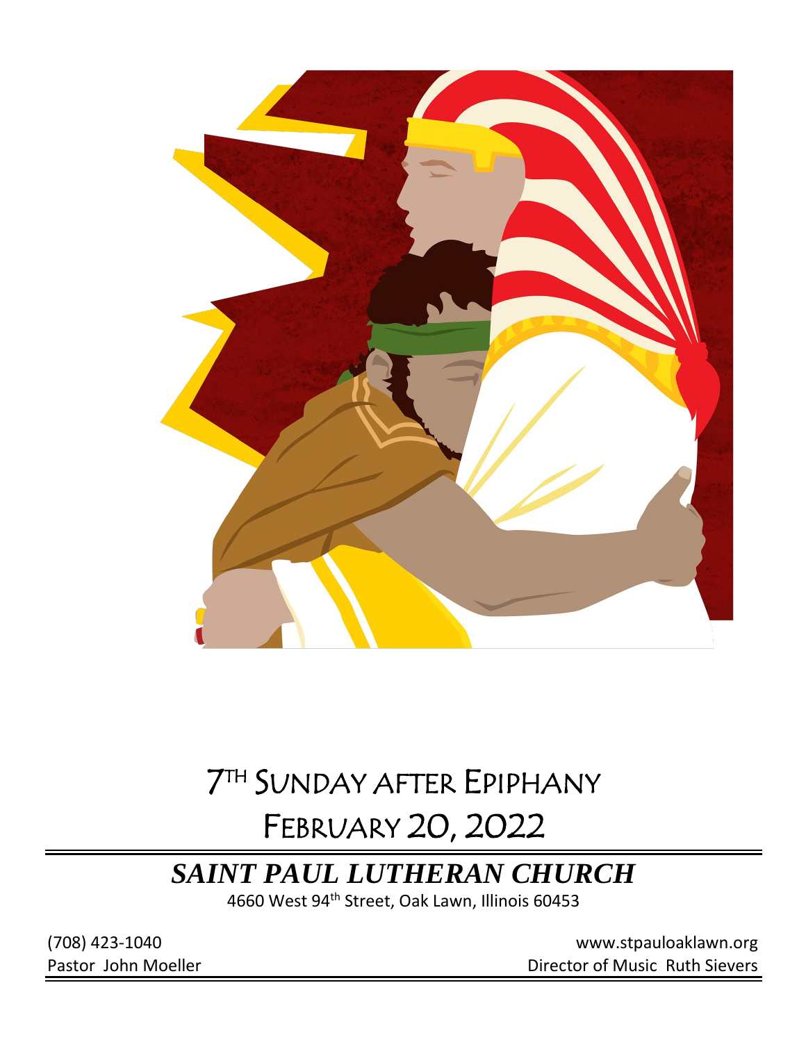# 7TH SUNDAY AFTER EPIPHANY

# FEBRUARY 20, 2022

## *SAINT PAUL LUTHERAN CHURCH*

4660 West 94th Street, Oak Lawn, Illinois 60453

(708) 423-1040

www.stpauloaklawn.org

Pastor John Moeller

Director of Music Ruth Sievers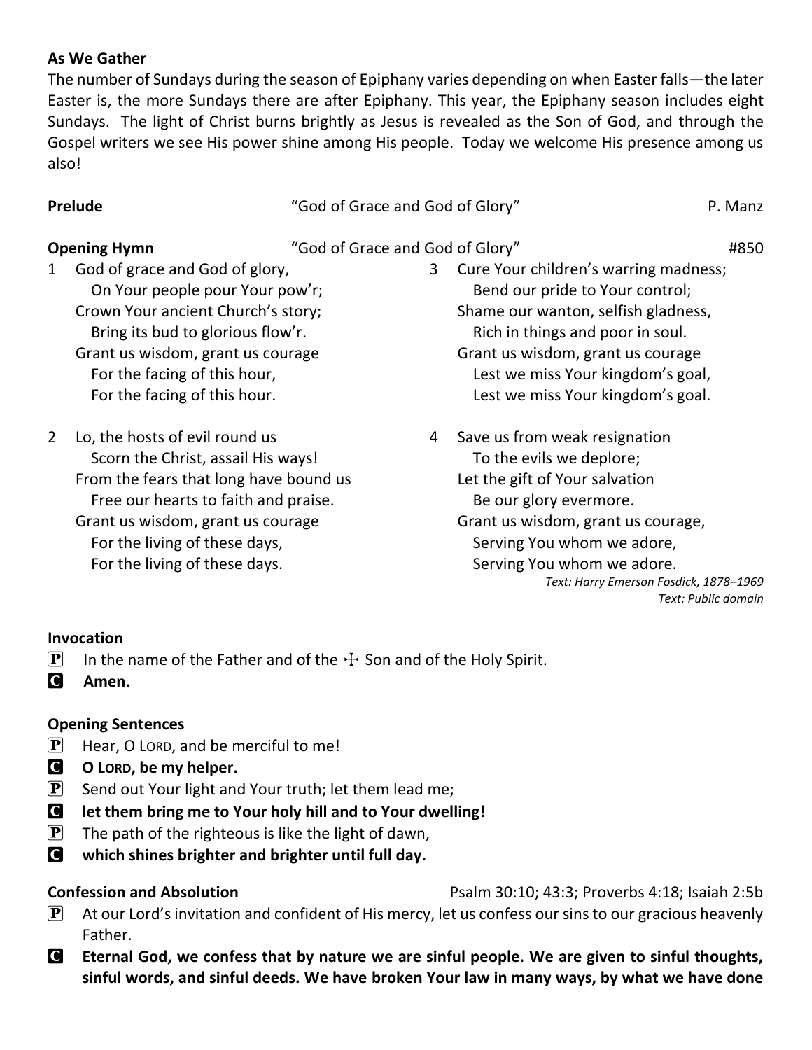**As We Gather**

The number of Sundays during the season of Epiphany varies depending on when Easter falls—the later Easter is, the more Sundays there are after Epiphany. This year, the Epiphany season includes eight Sundays. The light of Christ burns brightly as Jesus is revealed as the Son of God, and through the Gospel writers we see His power shine among His people. Today we welcome His presence among us also!

**Prelude** "God of Grace and God of Glory" P. Manz

**Opening Hymn** "God of Grace and God of Glory" #850

1 God of grace and God of glory,
On Your people pour Your pow'r;
Crown Your ancient Church's story;
Bring its bud to glorious flow'r.
Grant us wisdom, grant us courage
For the facing of this hour,
For the facing of this hour.

2 Lo, the hosts of evil round us
Scorn the Christ, assail His ways!
From the fears that long have bound us
Free our hearts to faith and praise.
Grant us wisdom, grant us courage
For the living of these days,
For the living of these days.

3 Cure Your children's warring madness;
Bend our pride to Your control;
Shame our wanton, selfish gladness,
Rich in things and poor in soul.
Grant us wisdom, grant us courage
Lest we miss Your kingdom's goal,
Lest we miss Your kingdom's goal.

4 Save us from weak resignation
To the evils we deplore;
Let the gift of Your salvation
Be our glory evermore.
Grant us wisdom, grant us courage,
Serving You whom we adore,
Serving You whom we adore.

*Text: Harry Emerson Fosdick, 1878–1969*
*Text: Public domain*

**Invocation**

P In the name of the Father and of the ☩ Son and of the Holy Spirit.

C **Amen.**

**Opening Sentences**

P Hear, O LORD, and be merciful to me!

C **O LORD, be my helper.**

P Send out Your light and Your truth; let them lead me;

C **let them bring me to Your holy hill and to Your dwelling!**

P The path of the righteous is like the light of dawn,

C **which shines brighter and brighter until full day.**

**Confession and Absolution** Psalm 30:10; 43:3; Proverbs 4:18; Isaiah 2:5b

P At our Lord's invitation and confident of His mercy, let us confess our sins to our gracious heavenly Father.

C **Eternal God, we confess that by nature we are sinful people. We are given to sinful thoughts, sinful words, and sinful deeds. We have broken Your law in many ways, by what we have done**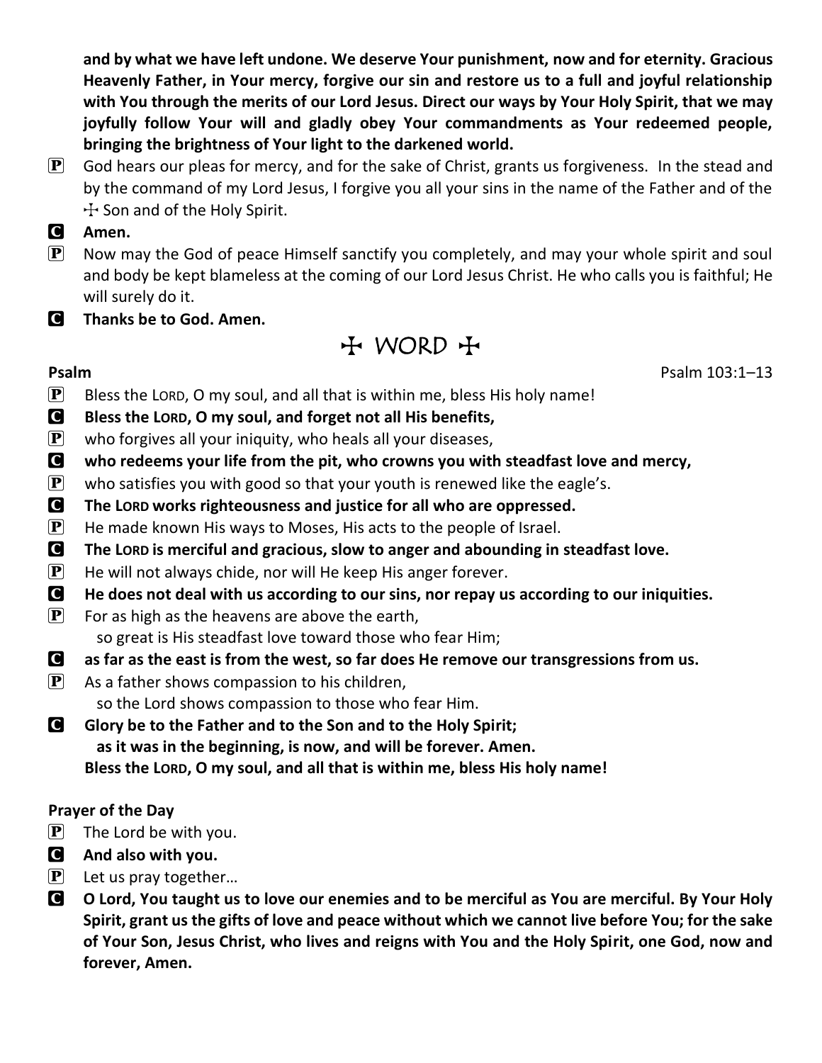**and by what we have left undone. We deserve Your punishment, now and for eternity. Gracious Heavenly Father, in Your mercy, forgive our sin and restore us to a full and joyful relationship with You through the merits of our Lord Jesus. Direct our ways by Your Holy Spirit, that we may joyfully follow Your will and gladly obey Your commandments as Your redeemed people, bringing the brightness of Your light to the darkened world.**

P God hears our pleas for mercy, and for the sake of Christ, grants us forgiveness. In the stead and by the command of my Lord Jesus, I forgive you all your sins in the name of the Father and of the ☩ Son and of the Holy Spirit.

C **Amen.**

P Now may the God of peace Himself sanctify you completely, and may your whole spirit and soul and body be kept blameless at the coming of our Lord Jesus Christ. He who calls you is faithful; He will surely do it.

C **Thanks be to God. Amen.**

# ☩ WORD ☩

**Psalm** Psalm 103:1–13

P Bless the LORD, O my soul, and all that is within me, bless His holy name!

C **Bless the LORD, O my soul, and forget not all His benefits,**

P who forgives all your iniquity, who heals all your diseases,

C **who redeems your life from the pit, who crowns you with steadfast love and mercy,**

P who satisfies you with good so that your youth is renewed like the eagle's.

C **The LORD works righteousness and justice for all who are oppressed.**

P He made known His ways to Moses, His acts to the people of Israel.

C **The LORD is merciful and gracious, slow to anger and abounding in steadfast love.**

P He will not always chide, nor will He keep His anger forever.

C **He does not deal with us according to our sins, nor repay us according to our iniquities.**

P For as high as the heavens are above the earth,
so great is His steadfast love toward those who fear Him;

C **as far as the east is from the west, so far does He remove our transgressions from us.**

P As a father shows compassion to his children,
so the Lord shows compassion to those who fear Him.

C **Glory be to the Father and to the Son and to the Holy Spirit;
as it was in the beginning, is now, and will be forever. Amen.
Bless the LORD, O my soul, and all that is within me, bless His holy name!**

**Prayer of the Day**

P The Lord be with you.

C **And also with you.**

P Let us pray together…

C **O Lord, You taught us to love our enemies and to be merciful as You are merciful. By Your Holy Spirit, grant us the gifts of love and peace without which we cannot live before You; for the sake of Your Son, Jesus Christ, who lives and reigns with You and the Holy Spirit, one God, now and forever, Amen.**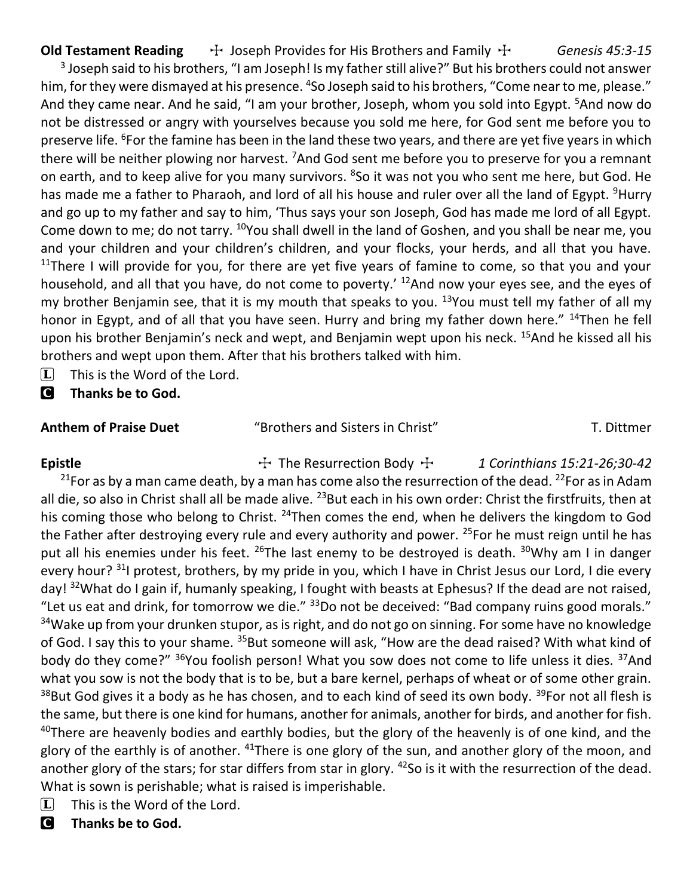**Old Testament Reading** ✢ Joseph Provides for His Brothers and Family ✢ *Genesis 45:3-15*

[3] Joseph said to his brothers, "I am Joseph! Is my father still alive?" But his brothers could not answer him, for they were dismayed at his presence. [4]So Joseph said to his brothers, "Come near to me, please." And they came near. And he said, "I am your brother, Joseph, whom you sold into Egypt. [5]And now do not be distressed or angry with yourselves because you sold me here, for God sent me before you to preserve life. [6]For the famine has been in the land these two years, and there are yet five years in which there will be neither plowing nor harvest. [7]And God sent me before you to preserve for you a remnant on earth, and to keep alive for you many survivors. [8]So it was not you who sent me here, but God. He has made me a father to Pharaoh, and lord of all his house and ruler over all the land of Egypt. [9]Hurry and go up to my father and say to him, 'Thus says your son Joseph, God has made me lord of all Egypt. Come down to me; do not tarry. [10]You shall dwell in the land of Goshen, and you shall be near me, you and your children and your children's children, and your flocks, your herds, and all that you have. [11]There I will provide for you, for there are yet five years of famine to come, so that you and your household, and all that you have, do not come to poverty.' [12]And now your eyes see, and the eyes of my brother Benjamin see, that it is my mouth that speaks to you. [13]You must tell my father of all my honor in Egypt, and of all that you have seen. Hurry and bring my father down here." [14]Then he fell upon his brother Benjamin's neck and wept, and Benjamin wept upon his neck. [15]And he kissed all his brothers and wept upon them. After that his brothers talked with him.

L This is the Word of the Lord.

**C Thanks be to God.**

**Anthem of Praise Duet** "Brothers and Sisters in Christ" T. Dittmer

**Epistle** ✢ The Resurrection Body ✢ *1 Corinthians 15:21-26;30-42*

[21]For as by a man came death, by a man has come also the resurrection of the dead. [22]For as in Adam all die, so also in Christ shall all be made alive. [23]But each in his own order: Christ the firstfruits, then at his coming those who belong to Christ. [24]Then comes the end, when he delivers the kingdom to God the Father after destroying every rule and every authority and power. [25]For he must reign until he has put all his enemies under his feet. [26]The last enemy to be destroyed is death. [30]Why am I in danger every hour? [31]I protest, brothers, by my pride in you, which I have in Christ Jesus our Lord, I die every day! [32]What do I gain if, humanly speaking, I fought with beasts at Ephesus? If the dead are not raised, "Let us eat and drink, for tomorrow we die." [33]Do not be deceived: "Bad company ruins good morals." [34]Wake up from your drunken stupor, as is right, and do not go on sinning. For some have no knowledge of God. I say this to your shame. [35]But someone will ask, "How are the dead raised? With what kind of body do they come?" [36]You foolish person! What you sow does not come to life unless it dies. [37]And what you sow is not the body that is to be, but a bare kernel, perhaps of wheat or of some other grain. [38]But God gives it a body as he has chosen, and to each kind of seed its own body. [39]For not all flesh is the same, but there is one kind for humans, another for animals, another for birds, and another for fish. [40]There are heavenly bodies and earthly bodies, but the glory of the heavenly is of one kind, and the glory of the earthly is of another. [41]There is one glory of the sun, and another glory of the moon, and another glory of the stars; for star differs from star in glory. [42]So is it with the resurrection of the dead. What is sown is perishable; what is raised is imperishable.

L This is the Word of the Lord.

**C Thanks be to God.**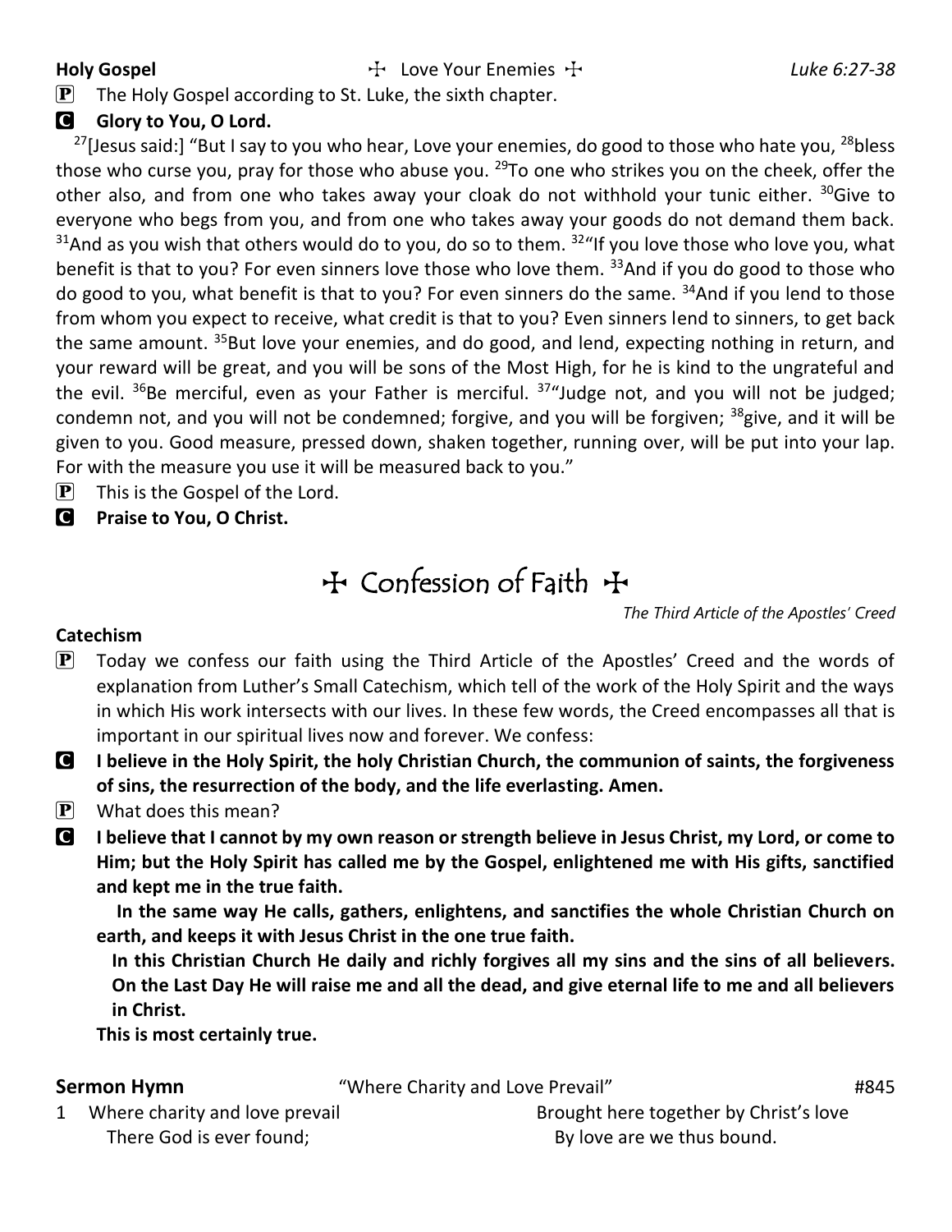**Holy Gospel** ☩ Love Your Enemies ☩ *Luke 6:27-38*

**P** The Holy Gospel according to St. Luke, the sixth chapter.

**C** **Glory to You, O Lord.**

[27][Jesus said:] "But I say to you who hear, Love your enemies, do good to those who hate you, [28]bless those who curse you, pray for those who abuse you. [29]To one who strikes you on the cheek, offer the other also, and from one who takes away your cloak do not withhold your tunic either. [30]Give to everyone who begs from you, and from one who takes away your goods do not demand them back. [31]And as you wish that others would do to you, do so to them. [32]"If you love those who love you, what benefit is that to you? For even sinners love those who love them. [33]And if you do good to those who do good to you, what benefit is that to you? For even sinners do the same. [34]And if you lend to those from whom you expect to receive, what credit is that to you? Even sinners lend to sinners, to get back the same amount. [35]But love your enemies, and do good, and lend, expecting nothing in return, and your reward will be great, and you will be sons of the Most High, for he is kind to the ungrateful and the evil. [36]Be merciful, even as your Father is merciful. [37]"Judge not, and you will not be judged; condemn not, and you will not be condemned; forgive, and you will be forgiven; [38]give, and it will be given to you. Good measure, pressed down, shaken together, running over, will be put into your lap. For with the measure you use it will be measured back to you."

**P** This is the Gospel of the Lord.

**C** **Praise to You, O Christ.**

# ☩ Confession of Faith ☩

*The Third Article of the Apostles' Creed*

**Catechism**

**P** Today we confess our faith using the Third Article of the Apostles' Creed and the words of explanation from Luther's Small Catechism, which tell of the work of the Holy Spirit and the ways in which His work intersects with our lives. In these few words, the Creed encompasses all that is important in our spiritual lives now and forever. We confess:

**C** **I believe in the Holy Spirit, the holy Christian Church, the communion of saints, the forgiveness of sins, the resurrection of the body, and the life everlasting. Amen.**

**P** What does this mean?

**C** **I believe that I cannot by my own reason or strength believe in Jesus Christ, my Lord, or come to Him; but the Holy Spirit has called me by the Gospel, enlightened me with His gifts, sanctified and kept me in the true faith.**

**In the same way He calls, gathers, enlightens, and sanctifies the whole Christian Church on earth, and keeps it with Jesus Christ in the one true faith.**

**In this Christian Church He daily and richly forgives all my sins and the sins of all believers. On the Last Day He will raise me and all the dead, and give eternal life to me and all believers in Christ.**

**This is most certainly true.**

**Sermon Hymn** "Where Charity and Love Prevail" #845

1 Where charity and love prevail
There God is ever found;
Brought here together by Christ's love
By love are we thus bound.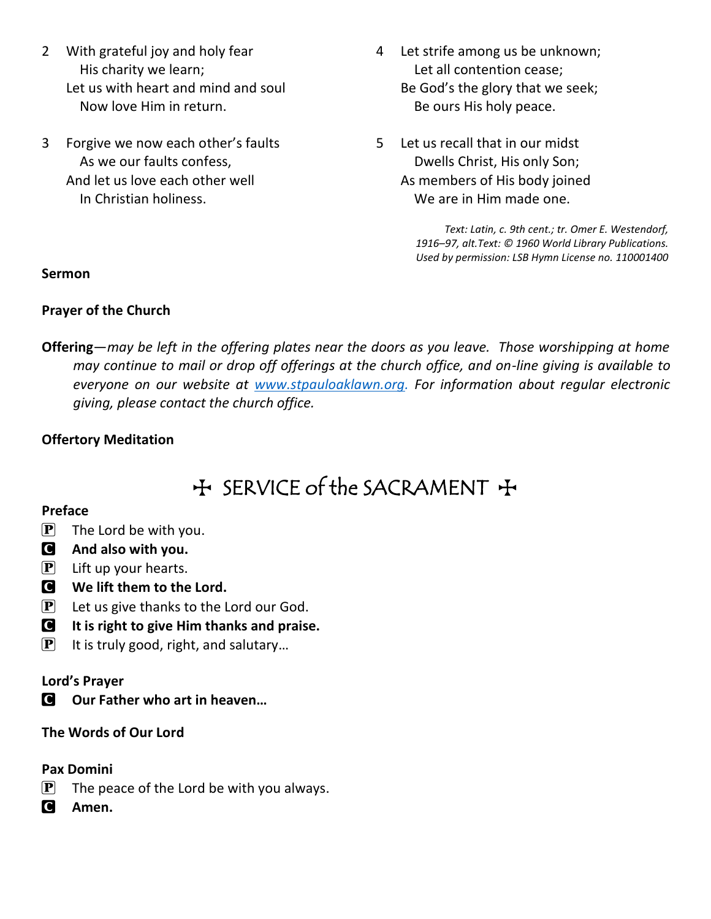2 With grateful joy and holy fear
His charity we learn;
Let us with heart and mind and soul
Now love Him in return.

3 Forgive we now each other's faults
As we our faults confess,
And let us love each other well
In Christian holiness.

4 Let strife among us be unknown;
Let all contention cease;
Be God's the glory that we seek;
Be ours His holy peace.

5 Let us recall that in our midst
Dwells Christ, His only Son;
As members of His body joined
We are in Him made one.

*Text: Latin, c. 9th cent.; tr. Omer E. Westendorf, 1916–97, alt.Text: © 1960 World Library Publications. Used by permission: LSB Hymn License no. 110001400*

**Sermon**

**Prayer of the Church**

**Offering**—*may be left in the offering plates near the doors as you leave. Those worshipping at home may continue to mail or drop off offerings at the church office, and on-line giving is available to everyone on our website at [www.stpauloaklawn.org](http://www.stpauloaklawn.org). For information about regular electronic giving, please contact the church office.*

**Offertory Meditation**

## ☩ SERVICE of the SACRAMENT ☩

**Preface**

P The Lord be with you.
C **And also with you.**
P Lift up your hearts.
C **We lift them to the Lord.**
P Let us give thanks to the Lord our God.
C **It is right to give Him thanks and praise.**
P It is truly good, right, and salutary…

**Lord's Prayer**

C **Our Father who art in heaven…**

**The Words of Our Lord**

**Pax Domini**

P The peace of the Lord be with you always.
C **Amen.**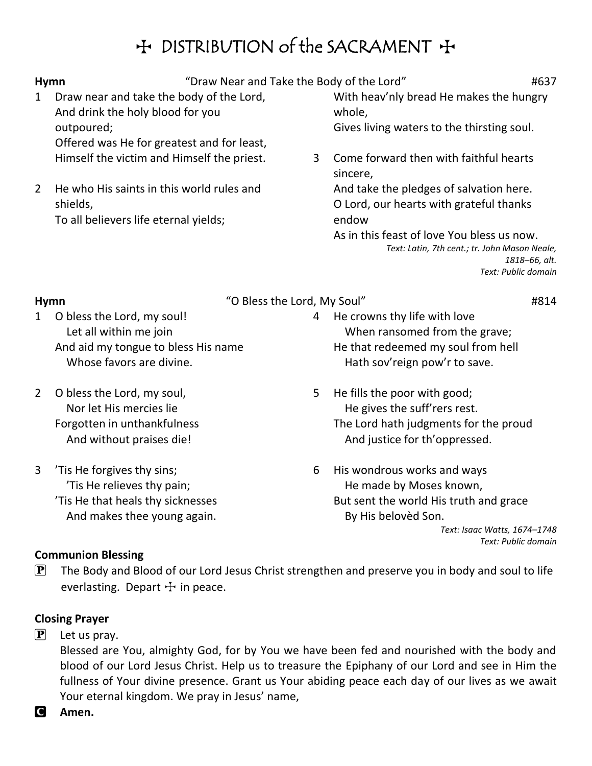# ✠ DISTRIBUTION of the SACRAMENT ✠

**Hymn** "Draw Near and Take the Body of the Lord" #637

1 Draw near and take the body of the Lord,
And drink the holy blood for you outpoured;
Offered was He for greatest and for least,
Himself the victim and Himself the priest.

2 He who His saints in this world rules and shields,
To all believers life eternal yields;
With heav'nly bread He makes the hungry whole,
Gives living waters to the thirsting soul.

3 Come forward then with faithful hearts sincere,
And take the pledges of salvation here.
O Lord, our hearts with grateful thanks endow
As in this feast of love You bless us now.

*Text: Latin, 7th cent.; tr. John Mason Neale, 1818–66, alt.*
*Text: Public domain*

**Hymn** "O Bless the Lord, My Soul" #814

1 O bless the Lord, my soul!
Let all within me join
And aid my tongue to bless His name
Whose favors are divine.

2 O bless the Lord, my soul,
Nor let His mercies lie
Forgotten in unthankfulness
And without praises die!

3 'Tis He forgives thy sins;
'Tis He relieves thy pain;
'Tis He that heals thy sicknesses
And makes thee young again.

4 He crowns thy life with love
When ransomed from the grave;
He that redeemed my soul from hell
Hath sov'reign pow'r to save.

5 He fills the poor with good;
He gives the suff'rers rest.
The Lord hath judgments for the proud
And justice for th'oppressed.

6 His wondrous works and ways
He made by Moses known,
But sent the world His truth and grace
By His belovèd Son.

*Text: Isaac Watts, 1674–1748*
*Text: Public domain*

**Communion Blessing**

P The Body and Blood of our Lord Jesus Christ strengthen and preserve you in body and soul to life everlasting. Depart ✠ in peace.

**Closing Prayer**

P Let us pray.
Blessed are You, almighty God, for by You we have been fed and nourished with the body and blood of our Lord Jesus Christ. Help us to treasure the Epiphany of our Lord and see in Him the fullness of Your divine presence. Grant us Your abiding peace each day of our lives as we await Your eternal kingdom. We pray in Jesus' name,

C **Amen.**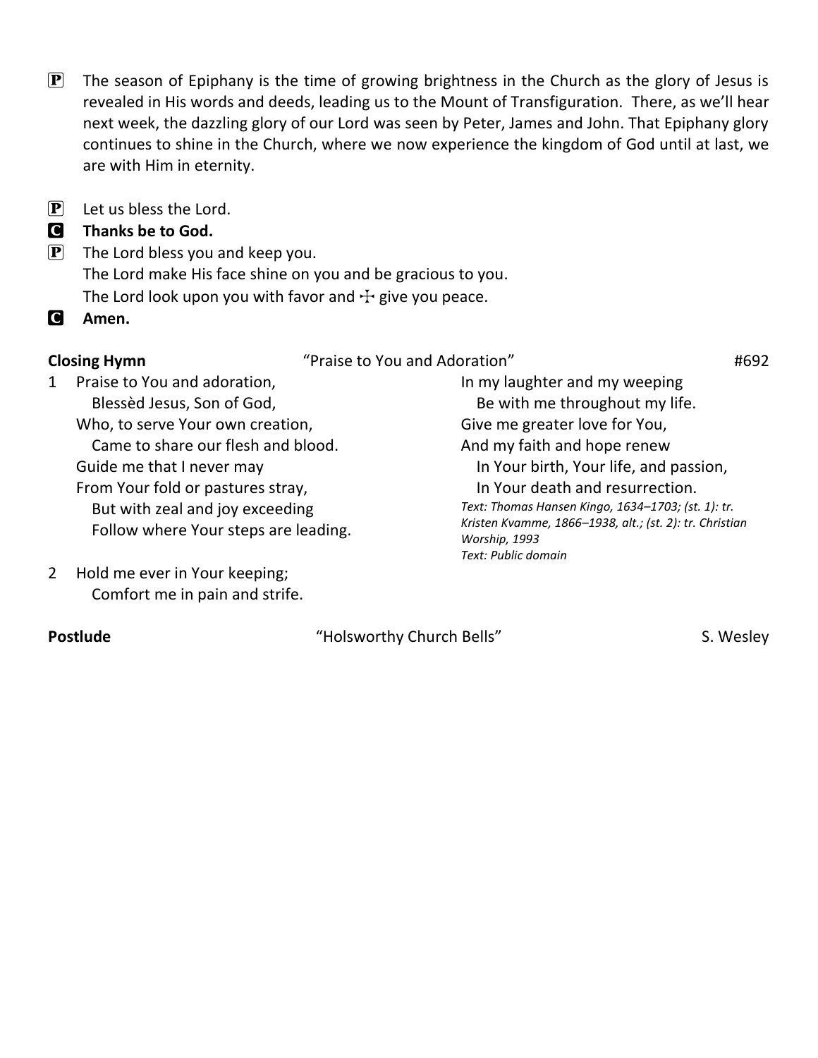**P** The season of Epiphany is the time of growing brightness in the Church as the glory of Jesus is revealed in His words and deeds, leading us to the Mount of Transfiguration. There, as we'll hear next week, the dazzling glory of our Lord was seen by Peter, James and John. That Epiphany glory continues to shine in the Church, where we now experience the kingdom of God until at last, we are with Him in eternity.

**P** Let us bless the Lord.
**C** **Thanks be to God.**
**P** The Lord bless you and keep you.
The Lord make His face shine on you and be gracious to you.
The Lord look upon you with favor and ☩ give you peace.
**C** **Amen.**

**Closing Hymn** "Praise to You and Adoration" #692

1 Praise to You and adoration,
  Blessèd Jesus, Son of God,
Who, to serve Your own creation,
  Came to share our flesh and blood.
Guide me that I never may
From Your fold or pastures stray,
  But with zeal and joy exceeding
  Follow where Your steps are leading.

2 Hold me ever in Your keeping;
  Comfort me in pain and strife.
In my laughter and my weeping
  Be with me throughout my life.
Give me greater love for You,
And my faith and hope renew
  In Your birth, Your life, and passion,
  In Your death and resurrection.

*Text: Thomas Hansen Kingo, 1634–1703; (st. 1): tr. Kristen Kvamme, 1866–1938, alt.; (st. 2): tr. Christian Worship, 1993*
*Text: Public domain*

**Postlude** "Holsworthy Church Bells" S. Wesley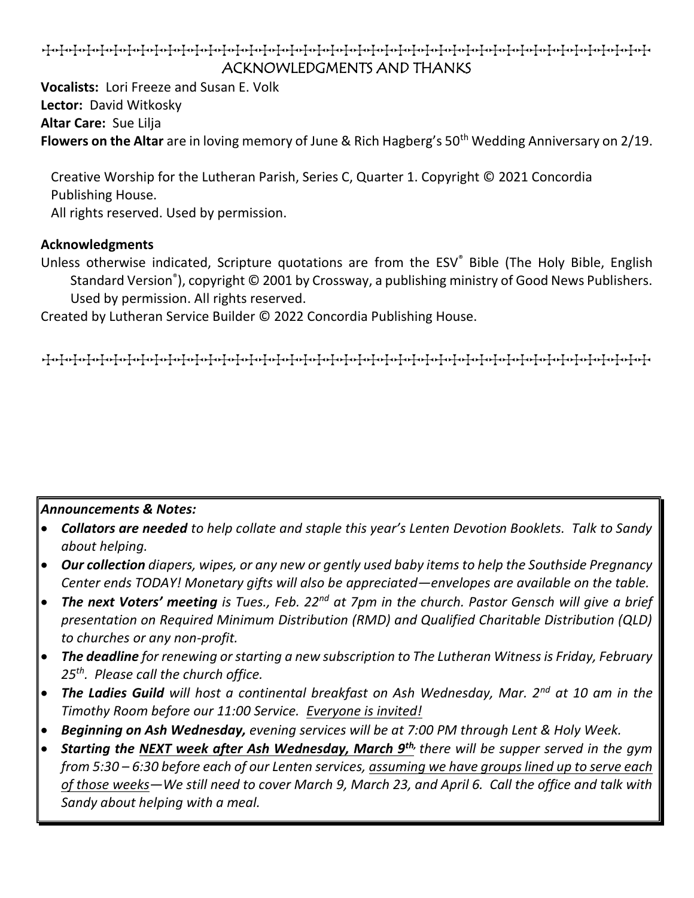## ACKNOWLEDGMENTS AND THANKS

**Vocalists:** Lori Freeze and Susan E. Volk
**Lector:** David Witkosky
**Altar Care:** Sue Lilja
**Flowers on the Altar** are in loving memory of June & Rich Hagberg's 50th Wedding Anniversary on 2/19.

Creative Worship for the Lutheran Parish, Series C, Quarter 1. Copyright © 2021 Concordia Publishing House.
All rights reserved. Used by permission.

**Acknowledgments**

Unless otherwise indicated, Scripture quotations are from the ESV® Bible (The Holy Bible, English Standard Version®), copyright © 2001 by Crossway, a publishing ministry of Good News Publishers. Used by permission. All rights reserved.

Created by Lutheran Service Builder © 2022 Concordia Publishing House.

***Announcements & Notes:***

- ***Collators are needed*** *to help collate and staple this year's Lenten Devotion Booklets. Talk to Sandy about helping.*
- ***Our collection*** *diapers, wipes, or any new or gently used baby items to help the Southside Pregnancy Center ends TODAY! Monetary gifts will also be appreciated—envelopes are available on the table.*
- ***The next Voters' meeting*** *is Tues., Feb. 22nd at 7pm in the church. Pastor Gensch will give a brief presentation on Required Minimum Distribution (RMD) and Qualified Charitable Distribution (QLD) to churches or any non-profit.*
- ***The deadline*** *for renewing or starting a new subscription to The Lutheran Witness is Friday, February 25th. Please call the church office.*
- ***The Ladies Guild*** *will host a continental breakfast on Ash Wednesday, Mar. 2nd at 10 am in the Timothy Room before our 11:00 Service. Everyone is invited!*
- ***Beginning on Ash Wednesday,*** *evening services will be at 7:00 PM through Lent & Holy Week.*
- ***Starting the NEXT week after Ash Wednesday, March 9th,*** *there will be supper served in the gym from 5:30 – 6:30 before each of our Lenten services, assuming we have groups lined up to serve each of those weeks—We still need to cover March 9, March 23, and April 6. Call the office and talk with Sandy about helping with a meal.*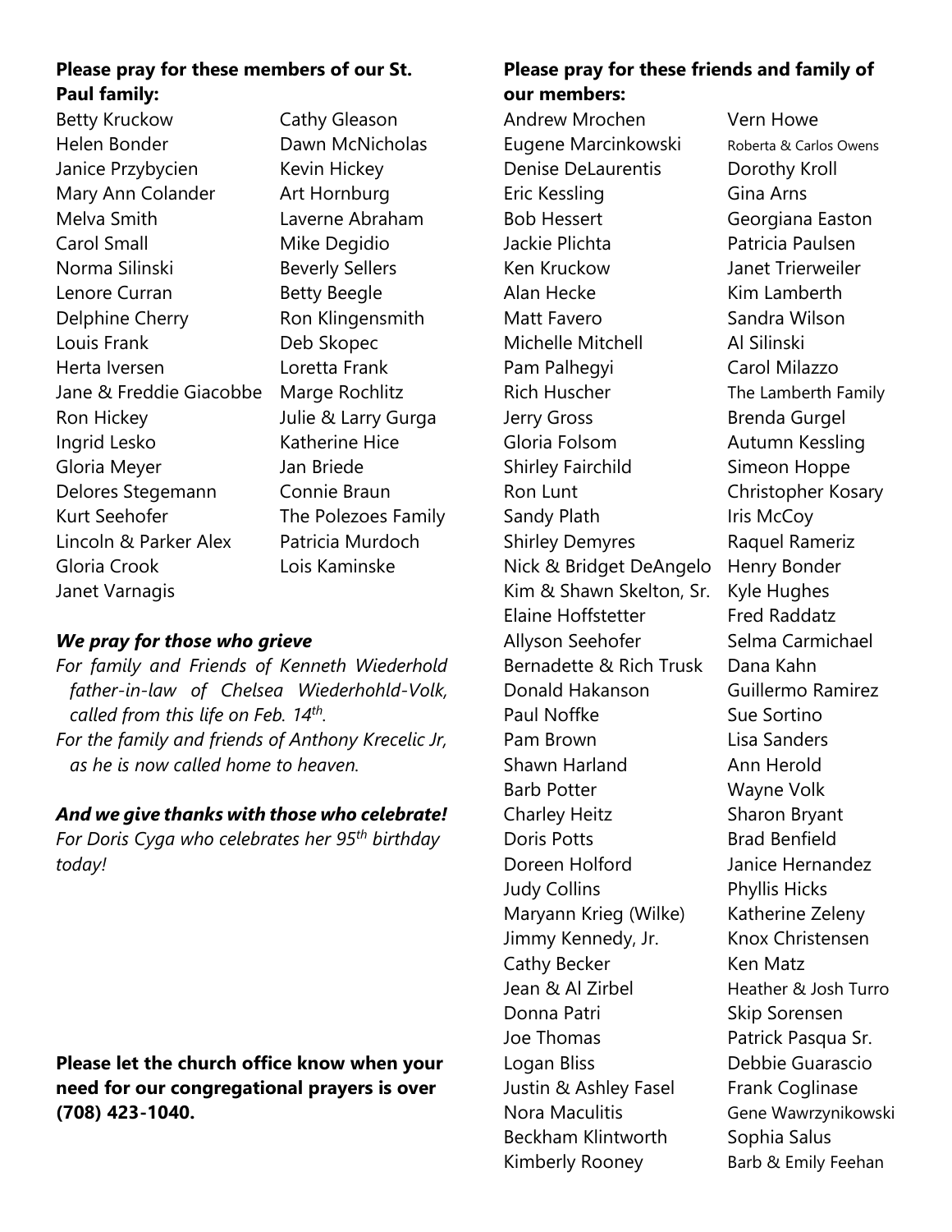**Please pray for these members of our St. Paul family:**

Betty Kruckow
Helen Bonder
Janice Przybycien
Mary Ann Colander
Melva Smith
Carol Small
Norma Silinski
Lenore Curran
Delphine Cherry
Louis Frank
Herta Iversen
Jane & Freddie Giacobbe
Ron Hickey
Ingrid Lesko
Gloria Meyer
Delores Stegemann
Kurt Seehofer
Lincoln & Parker Alex
Gloria Crook
Janet Varnagis
Cathy Gleason
Dawn McNicholas
Kevin Hickey
Art Hornburg
Laverne Abraham
Mike Degidio
Beverly Sellers
Betty Beegle
Ron Klingensmith
Deb Skopec
Loretta Frank
Marge Rochlitz
Julie & Larry Gurga
Katherine Hice
Jan Briede
Connie Braun
The Polezoes Family
Patricia Murdoch
Lois Kaminske

***We pray for those who grieve***

*For family and Friends of Kenneth Wiederhold father-in-law of Chelsea Wiederhohld-Volk, called from this life on Feb. 14th.*

*For the family and friends of Anthony Krecelic Jr, as he is now called home to heaven.*

***And we give thanks with those who celebrate!***

*For Doris Cyga who celebrates her 95th birthday today!*

**Please let the church office know when your need for our congregational prayers is over (708) 423-1040.**

**Please pray for these friends and family of our members:**

Andrew Mrochen
Eugene Marcinkowski
Denise DeLaurentis
Eric Kessling
Bob Hessert
Jackie Plichta
Ken Kruckow
Alan Hecke
Matt Favero
Michelle Mitchell
Pam Palhegyi
Rich Huscher
Jerry Gross
Gloria Folsom
Shirley Fairchild
Ron Lunt
Sandy Plath
Shirley Demyres
Nick & Bridget DeAngelo
Kim & Shawn Skelton, Sr.
Elaine Hoffstetter
Allyson Seehofer
Bernadette & Rich Trusk
Donald Hakanson
Paul Noffke
Pam Brown
Shawn Harland
Barb Potter
Charley Heitz
Doris Potts
Doreen Holford
Judy Collins
Maryann Krieg (Wilke)
Jimmy Kennedy, Jr.
Cathy Becker
Jean & Al Zirbel
Donna Patri
Joe Thomas
Logan Bliss
Justin & Ashley Fasel
Nora Maculitis
Beckham Klintworth
Kimberly Rooney
Vern Howe
Roberta & Carlos Owens
Dorothy Kroll
Gina Arns
Georgiana Easton
Patricia Paulsen
Janet Trierweiler
Kim Lamberth
Sandra Wilson
Al Silinski
Carol Milazzo
The Lamberth Family
Brenda Gurgel
Autumn Kessling
Simeon Hoppe
Christopher Kosary
Iris McCoy
Raquel Rameriz
Henry Bonder
Kyle Hughes
Fred Raddatz
Selma Carmichael
Dana Kahn
Guillermo Ramirez
Sue Sortino
Lisa Sanders
Ann Herold
Wayne Volk
Sharon Bryant
Brad Benfield
Janice Hernandez
Phyllis Hicks
Katherine Zeleny
Knox Christensen
Ken Matz
Heather & Josh Turro
Skip Sorensen
Patrick Pasqua Sr.
Debbie Guarascio
Frank Coglinase
Gene Wawrzynikowski
Sophia Salus
Barb & Emily Feehan